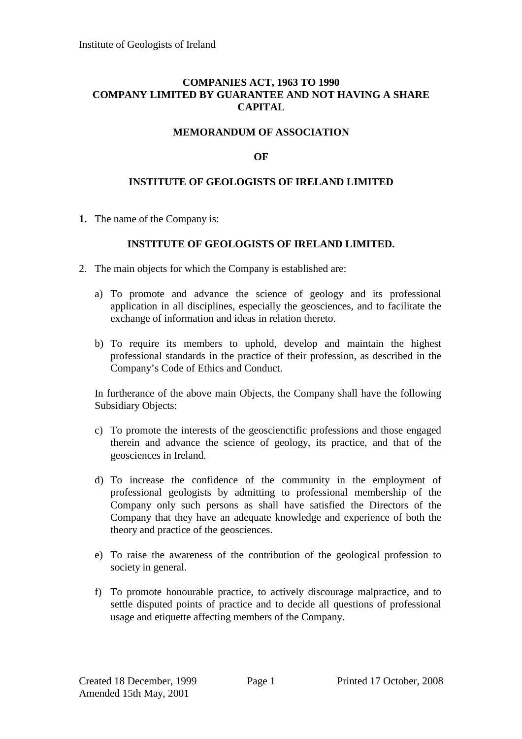**COMPANIES ACT, 1963 TO 1990**
**COMPANY LIMITED BY GUARANTEE AND NOT HAVING A SHARE CAPITAL**

**MEMORANDUM OF ASSOCIATION**

**OF**

**INSTITUTE OF GEOLOGISTS OF IRELAND LIMITED**

**1.** The name of the Company is:

**INSTITUTE OF GEOLOGISTS OF IRELAND LIMITED.**

2. The main objects for which the Company is established are:

   a) To promote and advance the science of geology and its professional application in all disciplines, especially the geosciences, and to facilitate the exchange of information and ideas in relation thereto.

   b) To require its members to uphold, develop and maintain the highest professional standards in the practice of their profession, as described in the Company's Code of Ethics and Conduct.

   In furtherance of the above main Objects, the Company shall have the following Subsidiary Objects:

   c) To promote the interests of the geoscienctific professions and those engaged therein and advance the science of geology, its practice, and that of the geosciences in Ireland.

   d) To increase the confidence of the community in the employment of professional geologists by admitting to professional membership of the Company only such persons as shall have satisfied the Directors of the Company that they have an adequate knowledge and experience of both the theory and practice of the geosciences.

   e) To raise the awareness of the contribution of the geological profession to society in general.

   f) To promote honourable practice, to actively discourage malpractice, and to settle disputed points of practice and to decide all questions of professional usage and etiquette affecting members of the Company.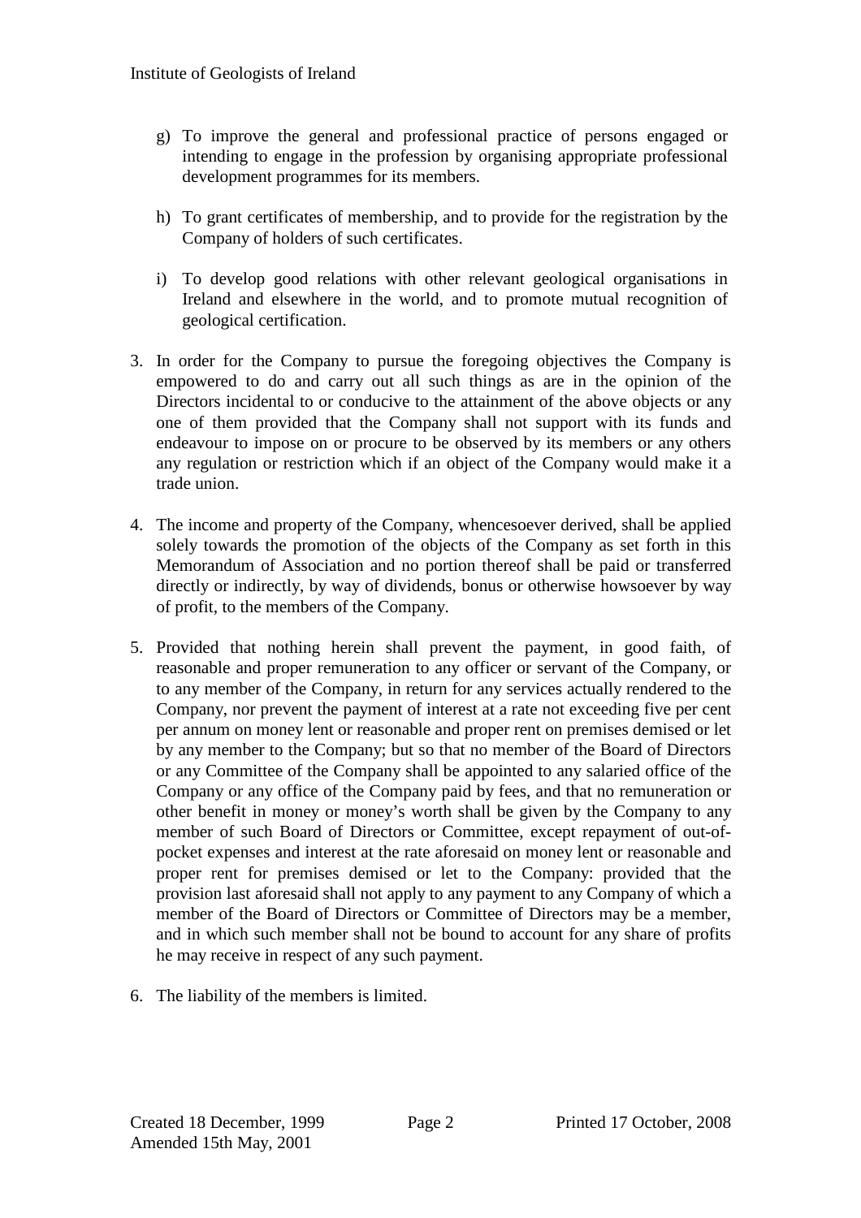g) To improve the general and professional practice of persons engaged or intending to engage in the profession by organising appropriate professional development programmes for its members.

h) To grant certificates of membership, and to provide for the registration by the Company of holders of such certificates.

i) To develop good relations with other relevant geological organisations in Ireland and elsewhere in the world, and to promote mutual recognition of geological certification.

3. In order for the Company to pursue the foregoing objectives the Company is empowered to do and carry out all such things as are in the opinion of the Directors incidental to or conducive to the attainment of the above objects or any one of them provided that the Company shall not support with its funds and endeavour to impose on or procure to be observed by its members or any others any regulation or restriction which if an object of the Company would make it a trade union.

4. The income and property of the Company, whencesoever derived, shall be applied solely towards the promotion of the objects of the Company as set forth in this Memorandum of Association and no portion thereof shall be paid or transferred directly or indirectly, by way of dividends, bonus or otherwise howsoever by way of profit, to the members of the Company.

5. Provided that nothing herein shall prevent the payment, in good faith, of reasonable and proper remuneration to any officer or servant of the Company, or to any member of the Company, in return for any services actually rendered to the Company, nor prevent the payment of interest at a rate not exceeding five per cent per annum on money lent or reasonable and proper rent on premises demised or let by any member to the Company; but so that no member of the Board of Directors or any Committee of the Company shall be appointed to any salaried office of the Company or any office of the Company paid by fees, and that no remuneration or other benefit in money or money's worth shall be given by the Company to any member of such Board of Directors or Committee, except repayment of out-of-pocket expenses and interest at the rate aforesaid on money lent or reasonable and proper rent for premises demised or let to the Company: provided that the provision last aforesaid shall not apply to any payment to any Company of which a member of the Board of Directors or Committee of Directors may be a member, and in which such member shall not be bound to account for any share of profits he may receive in respect of any such payment.

6. The liability of the members is limited.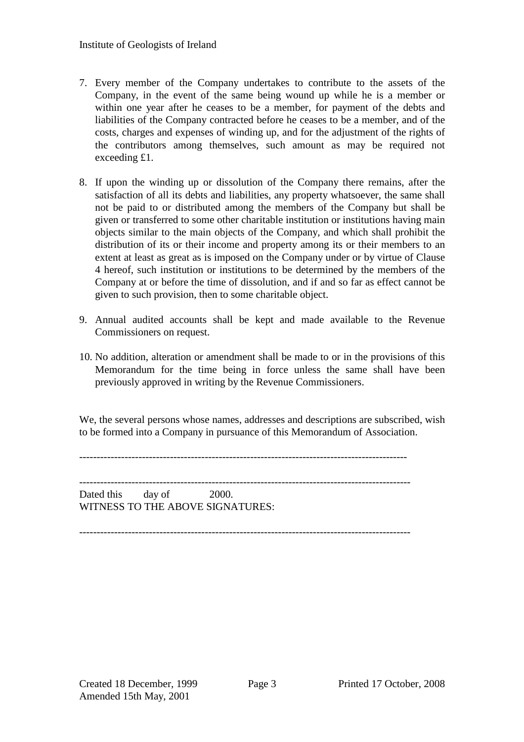7. Every member of the Company undertakes to contribute to the assets of the Company, in the event of the same being wound up while he is a member or within one year after he ceases to be a member, for payment of the debts and liabilities of the Company contracted before he ceases to be a member, and of the costs, charges and expenses of winding up, and for the adjustment of the rights of the contributors among themselves, such amount as may be required not exceeding £1.

8. If upon the winding up or dissolution of the Company there remains, after the satisfaction of all its debts and liabilities, any property whatsoever, the same shall not be paid to or distributed among the members of the Company but shall be given or transferred to some other charitable institution or institutions having main objects similar to the main objects of the Company, and which shall prohibit the distribution of its or their income and property among its or their members to an extent at least as great as is imposed on the Company under or by virtue of Clause 4 hereof, such institution or institutions to be determined by the members of the Company at or before the time of dissolution, and if and so far as effect cannot be given to such provision, then to some charitable object.

9. Annual audited accounts shall be kept and made available to the Revenue Commissioners on request.

10. No addition, alteration or amendment shall be made to or in the provisions of this Memorandum for the time being in force unless the same shall have been previously approved in writing by the Revenue Commissioners.

We, the several persons whose names, addresses and descriptions are subscribed, wish to be formed into a Company in pursuance of this Memorandum of Association.

-----------------------------------------------------------------------------------------------

-----------------------------------------------------------------------------------------------

Dated this day of 2000.

WITNESS TO THE ABOVE SIGNATURES:

-----------------------------------------------------------------------------------------------

Created 18 December, 1999 Printed 17 October, 2008

Amended 15th May, 2001